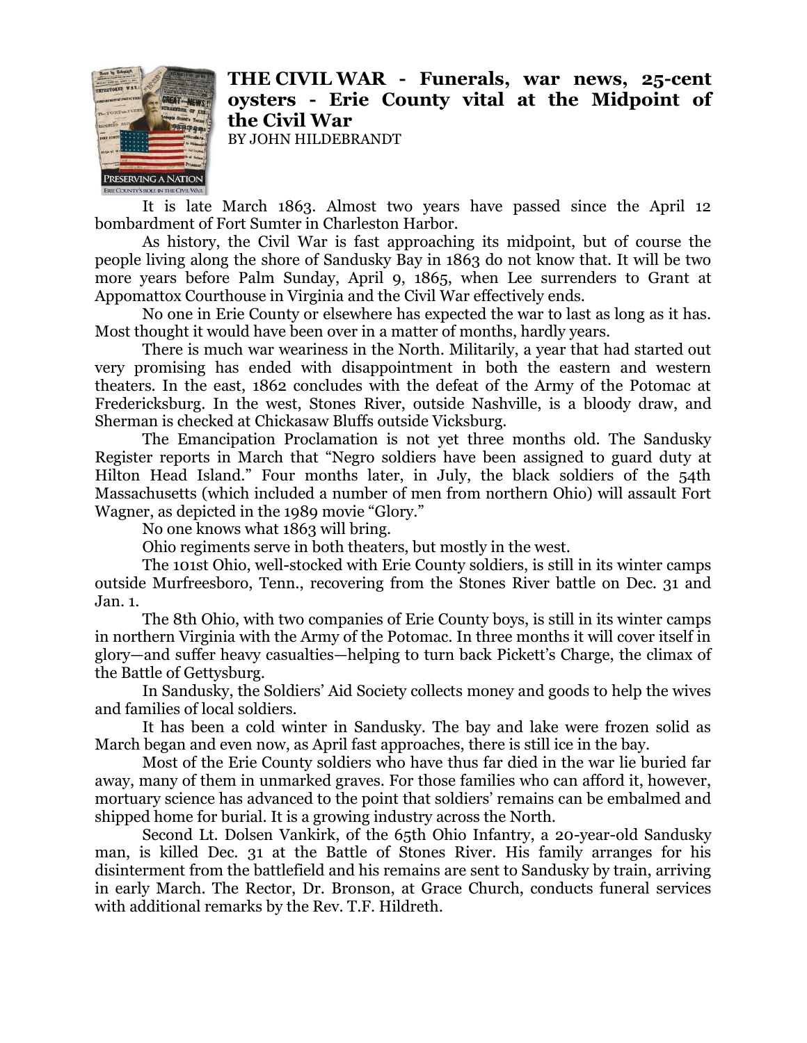# THE CIVIL WAR - Funerals, war news, 25-cent oysters - Erie County vital at the Midpoint of the Civil War

BY JOHN HILDEBRANDT

It is late March 1863. Almost two years have passed since the April 12 bombardment of Fort Sumter in Charleston Harbor.

As history, the Civil War is fast approaching its midpoint, but of course the people living along the shore of Sandusky Bay in 1863 do not know that. It will be two more years before Palm Sunday, April 9, 1865, when Lee surrenders to Grant at Appomattox Courthouse in Virginia and the Civil War effectively ends.

No one in Erie County or elsewhere has expected the war to last as long as it has. Most thought it would have been over in a matter of months, hardly years.

There is much war weariness in the North. Militarily, a year that had started out very promising has ended with disappointment in both the eastern and western theaters. In the east, 1862 concludes with the defeat of the Army of the Potomac at Fredericksburg. In the west, Stones River, outside Nashville, is a bloody draw, and Sherman is checked at Chickasaw Bluffs outside Vicksburg.

The Emancipation Proclamation is not yet three months old. The Sandusky Register reports in March that "Negro soldiers have been assigned to guard duty at Hilton Head Island." Four months later, in July, the black soldiers of the 54th Massachusetts (which included a number of men from northern Ohio) will assault Fort Wagner, as depicted in the 1989 movie "Glory."

No one knows what 1863 will bring.

Ohio regiments serve in both theaters, but mostly in the west.

The 101st Ohio, well-stocked with Erie County soldiers, is still in its winter camps outside Murfreesboro, Tenn., recovering from the Stones River battle on Dec. 31 and Jan. 1.

The 8th Ohio, with two companies of Erie County boys, is still in its winter camps in northern Virginia with the Army of the Potomac. In three months it will cover itself in glory—and suffer heavy casualties—helping to turn back Pickett's Charge, the climax of the Battle of Gettysburg.

In Sandusky, the Soldiers' Aid Society collects money and goods to help the wives and families of local soldiers.

It has been a cold winter in Sandusky. The bay and lake were frozen solid as March began and even now, as April fast approaches, there is still ice in the bay.

Most of the Erie County soldiers who have thus far died in the war lie buried far away, many of them in unmarked graves. For those families who can afford it, however, mortuary science has advanced to the point that soldiers' remains can be embalmed and shipped home for burial. It is a growing industry across the North.

Second Lt. Dolsen Vankirk, of the 65th Ohio Infantry, a 20-year-old Sandusky man, is killed Dec. 31 at the Battle of Stones River. His family arranges for his disinterment from the battlefield and his remains are sent to Sandusky by train, arriving in early March. The Rector, Dr. Bronson, at Grace Church, conducts funeral services with additional remarks by the Rev. T.F. Hildreth.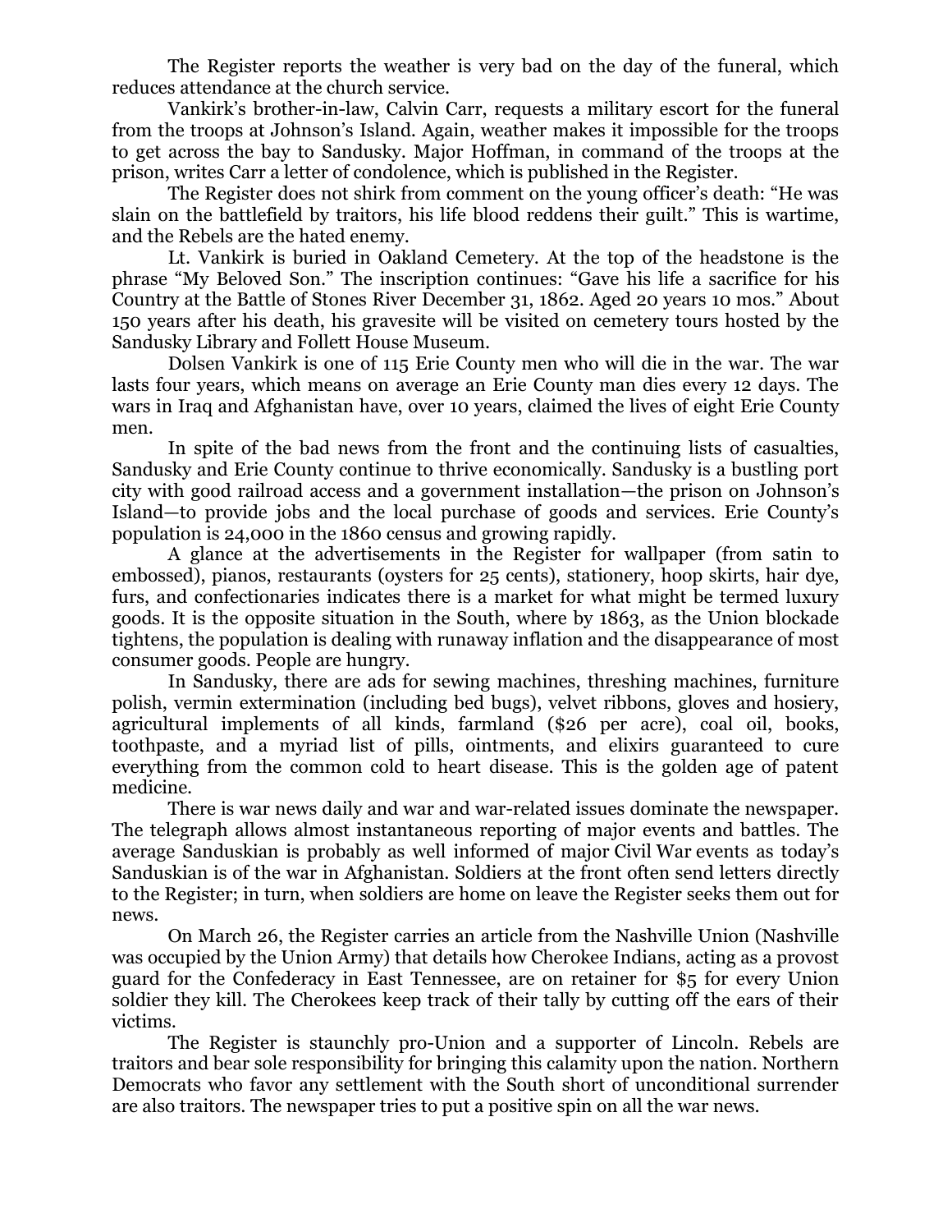The Register reports the weather is very bad on the day of the funeral, which reduces attendance at the church service.

Vankirk's brother-in-law, Calvin Carr, requests a military escort for the funeral from the troops at Johnson's Island. Again, weather makes it impossible for the troops to get across the bay to Sandusky. Major Hoffman, in command of the troops at the prison, writes Carr a letter of condolence, which is published in the Register.

The Register does not shirk from comment on the young officer's death: "He was slain on the battlefield by traitors, his life blood reddens their guilt." This is wartime, and the Rebels are the hated enemy.

Lt. Vankirk is buried in Oakland Cemetery. At the top of the headstone is the phrase "My Beloved Son." The inscription continues: "Gave his life a sacrifice for his Country at the Battle of Stones River December 31, 1862. Aged 20 years 10 mos." About 150 years after his death, his gravesite will be visited on cemetery tours hosted by the Sandusky Library and Follett House Museum.

Dolsen Vankirk is one of 115 Erie County men who will die in the war. The war lasts four years, which means on average an Erie County man dies every 12 days. The wars in Iraq and Afghanistan have, over 10 years, claimed the lives of eight Erie County men.

In spite of the bad news from the front and the continuing lists of casualties, Sandusky and Erie County continue to thrive economically. Sandusky is a bustling port city with good railroad access and a government installation—the prison on Johnson's Island—to provide jobs and the local purchase of goods and services. Erie County's population is 24,000 in the 1860 census and growing rapidly.

A glance at the advertisements in the Register for wallpaper (from satin to embossed), pianos, restaurants (oysters for 25 cents), stationery, hoop skirts, hair dye, furs, and confectionaries indicates there is a market for what might be termed luxury goods. It is the opposite situation in the South, where by 1863, as the Union blockade tightens, the population is dealing with runaway inflation and the disappearance of most consumer goods. People are hungry.

In Sandusky, there are ads for sewing machines, threshing machines, furniture polish, vermin extermination (including bed bugs), velvet ribbons, gloves and hosiery, agricultural implements of all kinds, farmland ($26 per acre), coal oil, books, toothpaste, and a myriad list of pills, ointments, and elixirs guaranteed to cure everything from the common cold to heart disease. This is the golden age of patent medicine.

There is war news daily and war and war-related issues dominate the newspaper. The telegraph allows almost instantaneous reporting of major events and battles. The average Sanduskian is probably as well informed of major Civil War events as today's Sanduskian is of the war in Afghanistan. Soldiers at the front often send letters directly to the Register; in turn, when soldiers are home on leave the Register seeks them out for news.

On March 26, the Register carries an article from the Nashville Union (Nashville was occupied by the Union Army) that details how Cherokee Indians, acting as a provost guard for the Confederacy in East Tennessee, are on retainer for $5 for every Union soldier they kill. The Cherokees keep track of their tally by cutting off the ears of their victims.

The Register is staunchly pro-Union and a supporter of Lincoln. Rebels are traitors and bear sole responsibility for bringing this calamity upon the nation. Northern Democrats who favor any settlement with the South short of unconditional surrender are also traitors. The newspaper tries to put a positive spin on all the war news.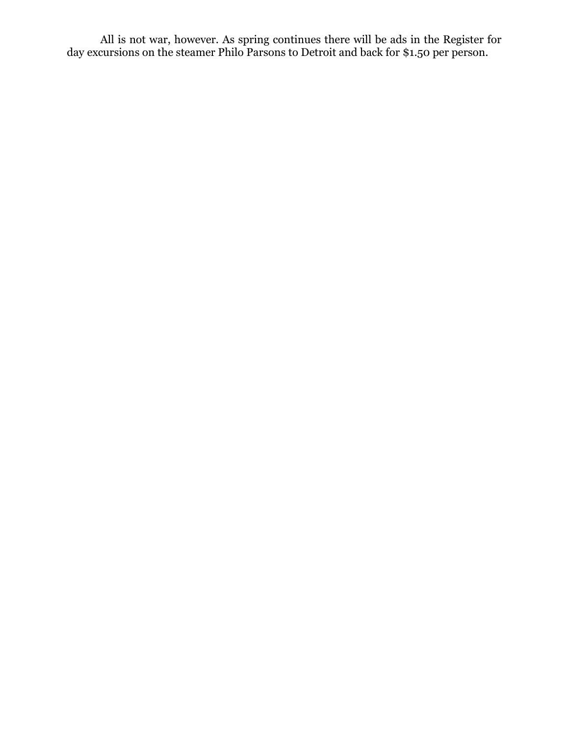All is not war, however. As spring continues there will be ads in the Register for day excursions on the steamer Philo Parsons to Detroit and back for $1.50 per person.